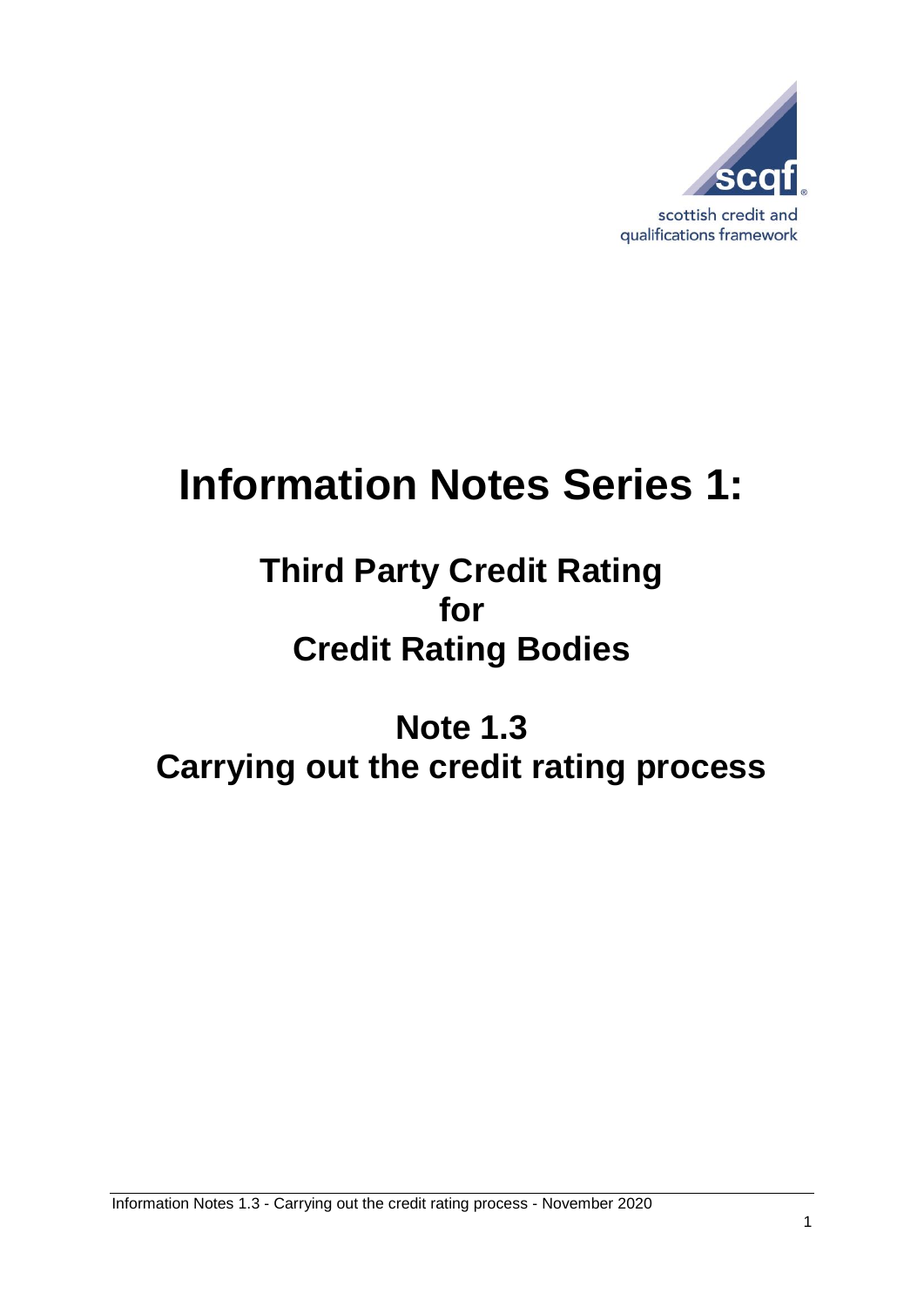scottish credit and qualifications framework

# Information Notes Series 1:

## Third Party Credit Rating for Credit Rating Bodies

## Note 1.3 Carrying out the credit rating process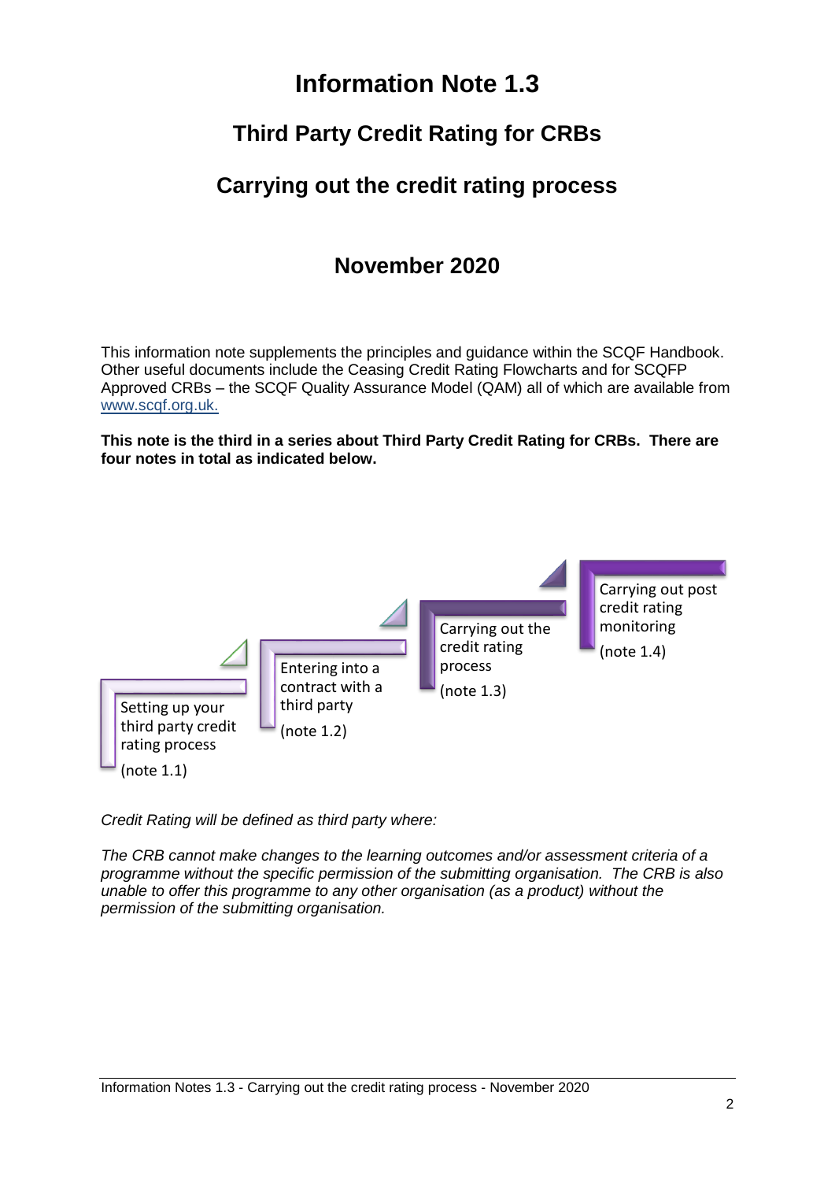# Information Note 1.3

## Third Party Credit Rating for CRBs

## Carrying out the credit rating process

## November 2020

This information note supplements the principles and guidance within the SCQF Handbook. Other useful documents include the Ceasing Credit Rating Flowcharts and for SCQFP Approved CRBs – the SCQF Quality Assurance Model (QAM) all of which are available from www.scqf.org.uk.

**This note is the third in a series about Third Party Credit Rating for CRBs. There are four notes in total as indicated below.**

- Setting up your third party credit rating process (note 1.1)
- Entering into a contract with a third party (note 1.2)
- Carrying out the credit rating process (note 1.3)
- Carrying out post credit rating monitoring (note 1.4)

*Credit Rating will be defined as third party where:*

*The CRB cannot make changes to the learning outcomes and/or assessment criteria of a programme without the specific permission of the submitting organisation. The CRB is also unable to offer this programme to any other organisation (as a product) without the permission of the submitting organisation.*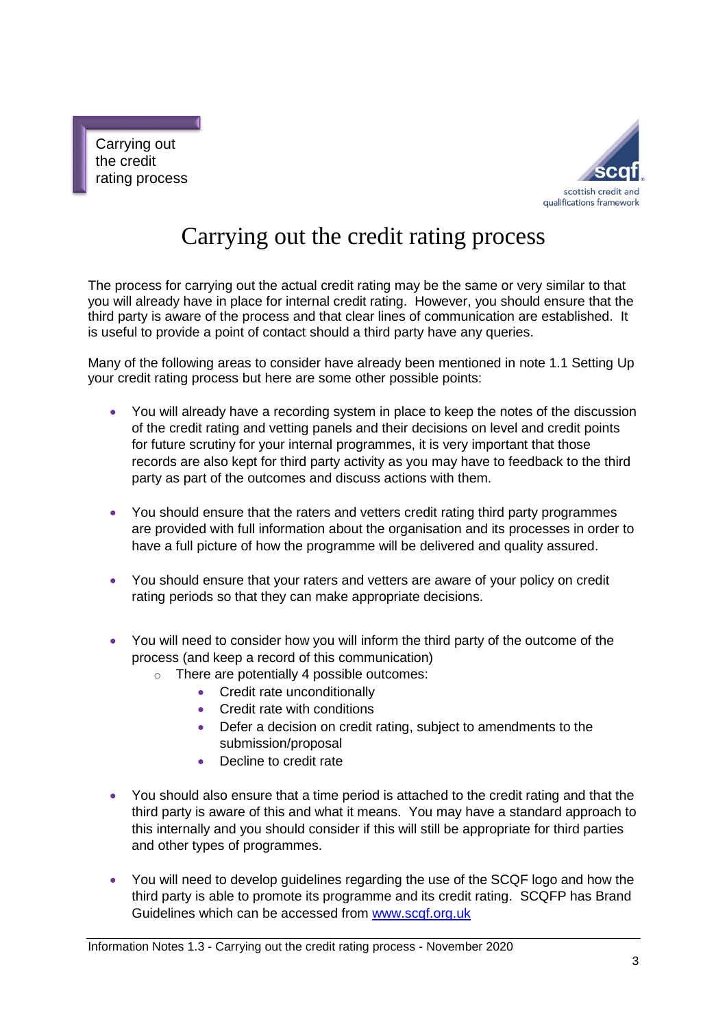# Carrying out the credit rating process

The process for carrying out the actual credit rating may be the same or very similar to that you will already have in place for internal credit rating. However, you should ensure that the third party is aware of the process and that clear lines of communication are established. It is useful to provide a point of contact should a third party have any queries.

Many of the following areas to consider have already been mentioned in note 1.1 Setting Up your credit rating process but here are some other possible points:

- You will already have a recording system in place to keep the notes of the discussion of the credit rating and vetting panels and their decisions on level and credit points for future scrutiny for your internal programmes, it is very important that those records are also kept for third party activity as you may have to feedback to the third party as part of the outcomes and discuss actions with them.

- You should ensure that the raters and vetters credit rating third party programmes are provided with full information about the organisation and its processes in order to have a full picture of how the programme will be delivered and quality assured.

- You should ensure that your raters and vetters are aware of your policy on credit rating periods so that they can make appropriate decisions.

- You will need to consider how you will inform the third party of the outcome of the process (and keep a record of this communication)
  - There are potentially 4 possible outcomes:
    - Credit rate unconditionally
    - Credit rate with conditions
    - Defer a decision on credit rating, subject to amendments to the submission/proposal
    - Decline to credit rate

- You should also ensure that a time period is attached to the credit rating and that the third party is aware of this and what it means. You may have a standard approach to this internally and you should consider if this will still be appropriate for third parties and other types of programmes.

- You will need to develop guidelines regarding the use of the SCQF logo and how the third party is able to promote its programme and its credit rating. SCQFP has Brand Guidelines which can be accessed from [www.scqf.org.uk](http://www.scqf.org.uk)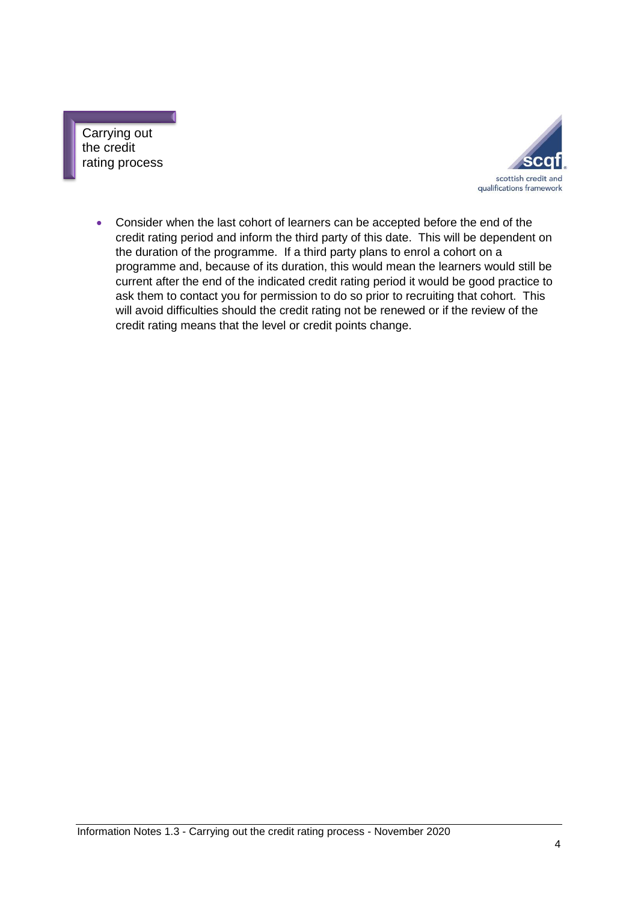- Consider when the last cohort of learners can be accepted before the end of the credit rating period and inform the third party of this date. This will be dependent on the duration of the programme. If a third party plans to enrol a cohort on a programme and, because of its duration, this would mean the learners would still be current after the end of the indicated credit rating period it would be good practice to ask them to contact you for permission to do so prior to recruiting that cohort. This will avoid difficulties should the credit rating not be renewed or if the review of the credit rating means that the level or credit points change.